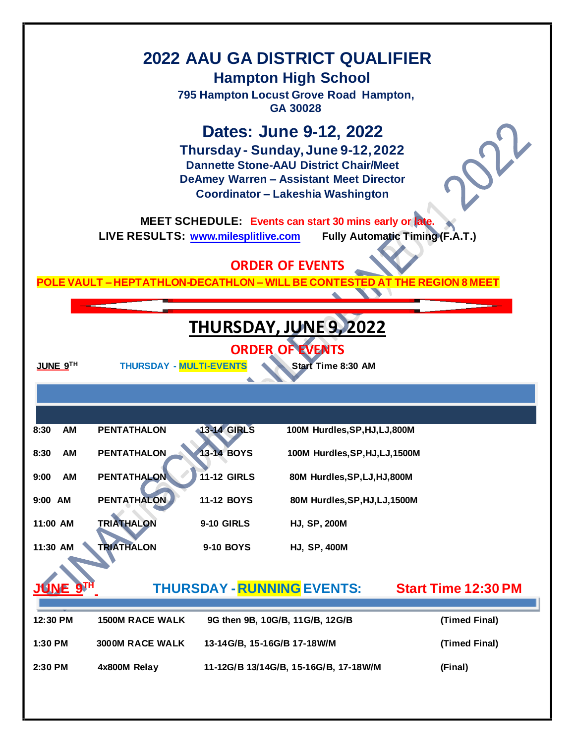# 2022 AAU GA DISTRICT QUALIFIER

## Hampton High School

**795 Hampton Locust Grove Road Hampton, GA 30028**

## Dates: June 9-12, 2022

**Thursday - Sunday, June 9-12, 2022**
**Dannette Stone-AAU District Chair/Meet**
**DeAmey Warren – Assistant Meet Director**
**Coordinator – Lakeshia Washington**

**MEET SCHEDULE:** **Events can start 30 mins early or late.**
**LIVE RESULTS:** **www.milesplitlive.com** **Fully Automatic Timing (F.A.T.)**

**ORDER OF EVENTS**

**POLE VAULT – HEPTATHLON-DECATHLON – WILL BE CONTESTED AT THE REGION 8 MEET**

## THURSDAY, JUNE 9, 2022

**ORDER OF EVENTS**

**JUNE 9TH** **THURSDAY - MULTI-EVENTS** **Start Time 8:30 AM**

| | | | |
|---|---|---|---|
| 8:30 AM | PENTATHALON | 13-14 GIRLS | 100M Hurdles,SP,HJ,LJ,800M |
| 8:30 AM | PENTATHALON | 13-14 BOYS | 100M Hurdles,SP,HJ,LJ,1500M |
| 9:00 AM | PENTATHALON | 11-12 GIRLS | 80M Hurdles,SP,LJ,HJ,800M |
| 9:00 AM | PENTATHALON | 11-12 BOYS | 80M Hurdles,SP,HJ,LJ,1500M |
| 11:00 AM | TRIATHALON | 9-10 GIRLS | HJ, SP, 200M |
| 11:30 AM | TRIATHALON | 9-10 BOYS | HJ, SP, 400M |

**JUNE 9TH** **THURSDAY - RUNNING EVENTS:** **Start Time 12:30 PM**

| | | | |
|---|---|---|---|
| 12:30 PM | 1500M RACE WALK | 9G then 9B, 10G/B, 11G/B, 12G/B | (Timed Final) |
| 1:30 PM | 3000M RACE WALK | 13-14G/B, 15-16G/B 17-18W/M | (Timed Final) |
| 2:30 PM | 4x800M Relay | 11-12G/B 13/14G/B, 15-16G/B, 17-18W/M | (Final) |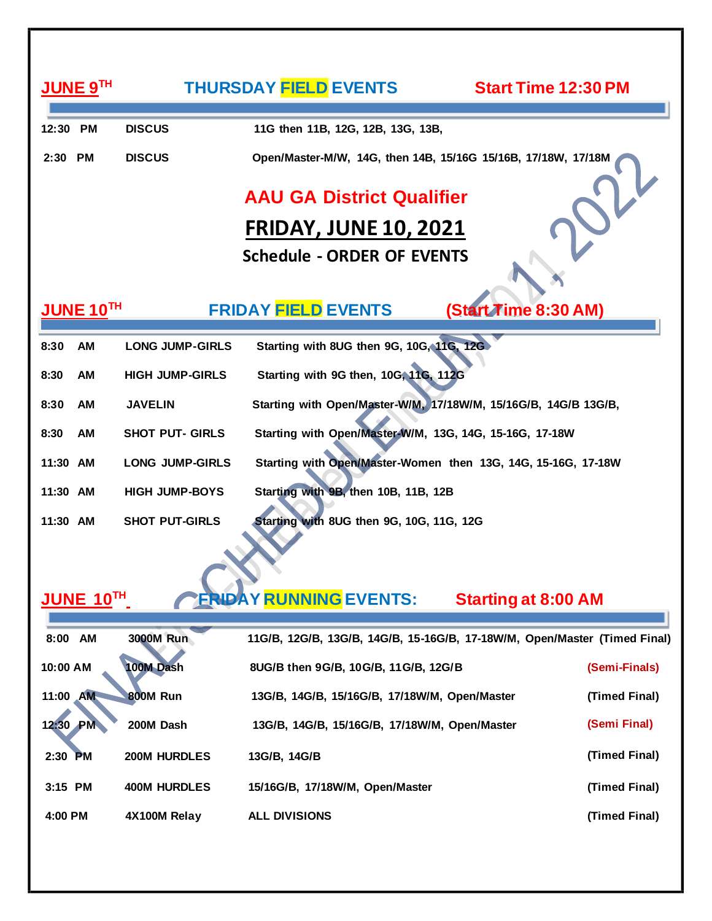**JUNE 9TH** **THURSDAY FIELD EVENTS** **Start Time 12:30 PM**

| | | |
|---|---|---|
| 12:30 PM | DISCUS | 11G then 11B, 12G, 12B, 13G, 13B, |
| 2:30 PM | DISCUS | Open/Master-M/W, 14G, then 14B, 15/16G 15/16B, 17/18W, 17/18M |

## AAU GA District Qualifier

## FRIDAY, JUNE 10, 2021

### Schedule - ORDER OF EVENTS

**JUNE 10TH** **FRIDAY FIELD EVENTS** **(Start Time 8:30 AM)**

| | | |
|---|---|---|
| 8:30 AM | LONG JUMP-GIRLS | Starting with 8UG then 9G, 10G, 11G, 12G |
| 8:30 AM | HIGH JUMP-GIRLS | Starting with 9G then, 10G, 11G, 112G |
| 8:30 AM | JAVELIN | Starting with Open/Master-W/M, 17/18W/M, 15/16G/B, 14G/B 13G/B, |
| 8:30 AM | SHOT PUT- GIRLS | Starting with Open/Master-W/M, 13G, 14G, 15-16G, 17-18W |
| 11:30 AM | LONG JUMP-GIRLS | Starting with Open/Master-Women then 13G, 14G, 15-16G, 17-18W |
| 11:30 AM | HIGH JUMP-BOYS | Starting with 9B, then 10B, 11B, 12B |
| 11:30 AM | SHOT PUT-GIRLS | Starting with 8UG then 9G, 10G, 11G, 12G |

**JUNE 10TH** **FRIDAY RUNNING EVENTS:** **Starting at 8:00 AM**

| | | | |
|---|---|---|---|
| 8:00 AM | 3000M Run | 11G/B, 12G/B, 13G/B, 14G/B, 15-16G/B, 17-18W/M, Open/Master | (Timed Final) |
| 10:00 AM | 100M Dash | 8UG/B then 9G/B, 10G/B, 11G/B, 12G/B | (Semi-Finals) |
| 11:00 AM | 800M Run | 13G/B, 14G/B, 15/16G/B, 17/18W/M, Open/Master | (Timed Final) |
| 12:30 PM | 200M Dash | 13G/B, 14G/B, 15/16G/B, 17/18W/M, Open/Master | (Semi Final) |
| 2:30 PM | 200M HURDLES | 13G/B, 14G/B | (Timed Final) |
| 3:15 PM | 400M HURDLES | 15/16G/B, 17/18W/M, Open/Master | (Timed Final) |
| 4:00 PM | 4X100M Relay | ALL DIVISIONS | (Timed Final) |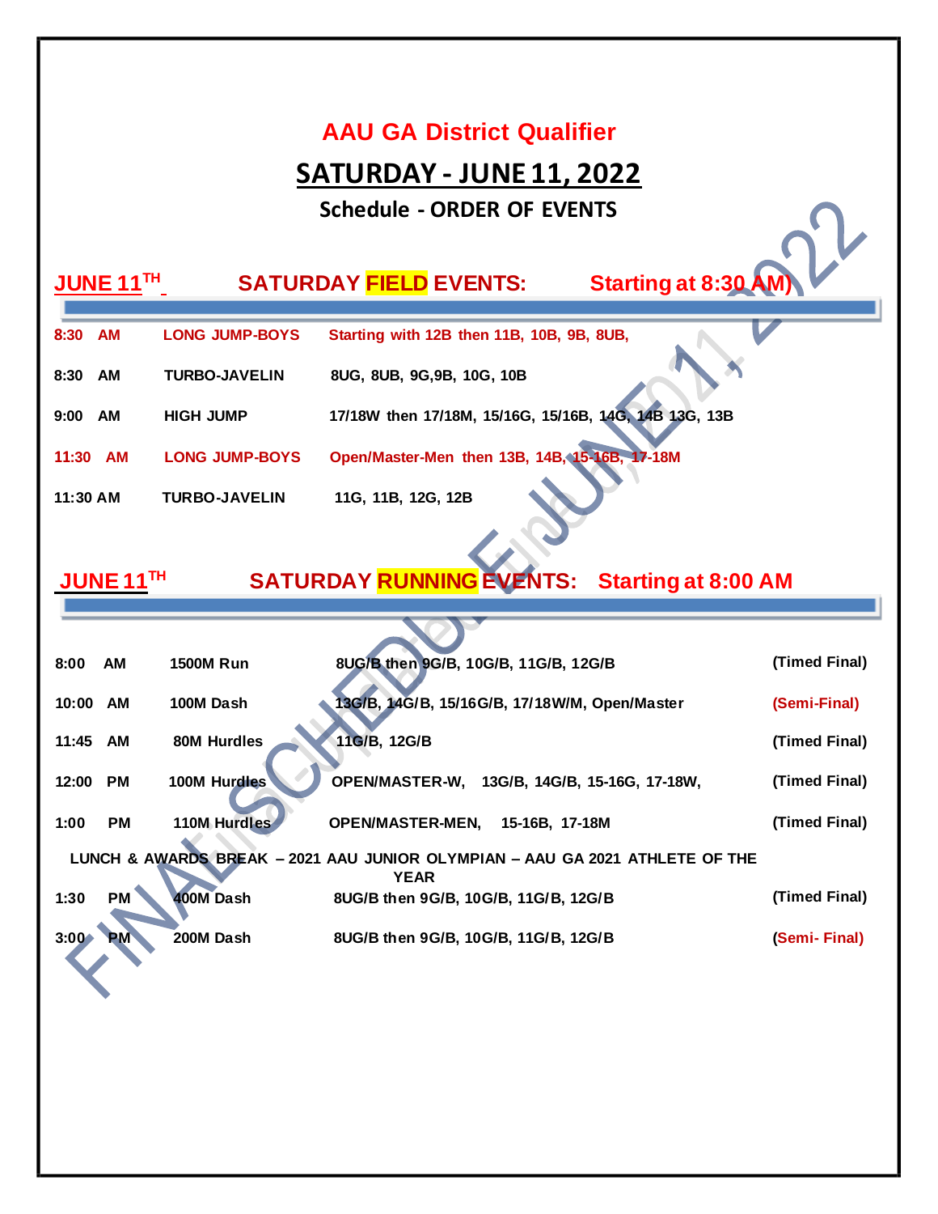# AAU GA District Qualifier

## SATURDAY - JUNE 11, 2022

### Schedule - ORDER OF EVENTS

**JUNE 11TH — SATURDAY FIELD EVENTS: Starting at 8:30 AM)**

| Time | Event | Order |
|---|---|---|
| 8:30 AM | LONG JUMP-BOYS | Starting with 12B then 11B, 10B, 9B, 8UB, |
| 8:30 AM | TURBO-JAVELIN | 8UG, 8UB, 9G,9B, 10G, 10B |
| 9:00 AM | HIGH JUMP | 17/18W then 17/18M, 15/16G, 15/16B, 14G, 14B 13G, 13B |
| 11:30 AM | LONG JUMP-BOYS | Open/Master-Men then 13B, 14B, 15-16B, 17-18M |
| 11:30 AM | TURBO-JAVELIN | 11G, 11B, 12G, 12B |

**JUNE 11TH — SATURDAY RUNNING EVENTS: Starting at 8:00 AM**

| Time | Event | Order | Type |
|---|---|---|---|
| 8:00 AM | 1500M Run | 8UG/B then 9G/B, 10G/B, 11G/B, 12G/B | (Timed Final) |
| 10:00 AM | 100M Dash | 13G/B, 14G/B, 15/16G/B, 17/18W/M, Open/Master | (Semi-Final) |
| 11:45 AM | 80M Hurdles | 11G/B, 12G/B | (Timed Final) |
| 12:00 PM | 100M Hurdles | OPEN/MASTER-W, 13G/B, 14G/B, 15-16G, 17-18W, | (Timed Final) |
| 1:00 PM | 110M Hurdles | OPEN/MASTER-MEN, 15-16B, 17-18M | (Timed Final) |
| | LUNCH & AWARDS BREAK – 2021 AAU JUNIOR OLYMPIAN – AAU GA 2021 ATHLETE OF THE YEAR | | |
| 1:30 PM | 400M Dash | 8UG/B then 9G/B, 10G/B, 11G/B, 12G/B | (Timed Final) |
| 3:00 PM | 200M Dash | 8UG/B then 9G/B, 10G/B, 11G/B, 12G/B | (Semi- Final) |

FINAL SCHEDULE-JUNE 11, 2022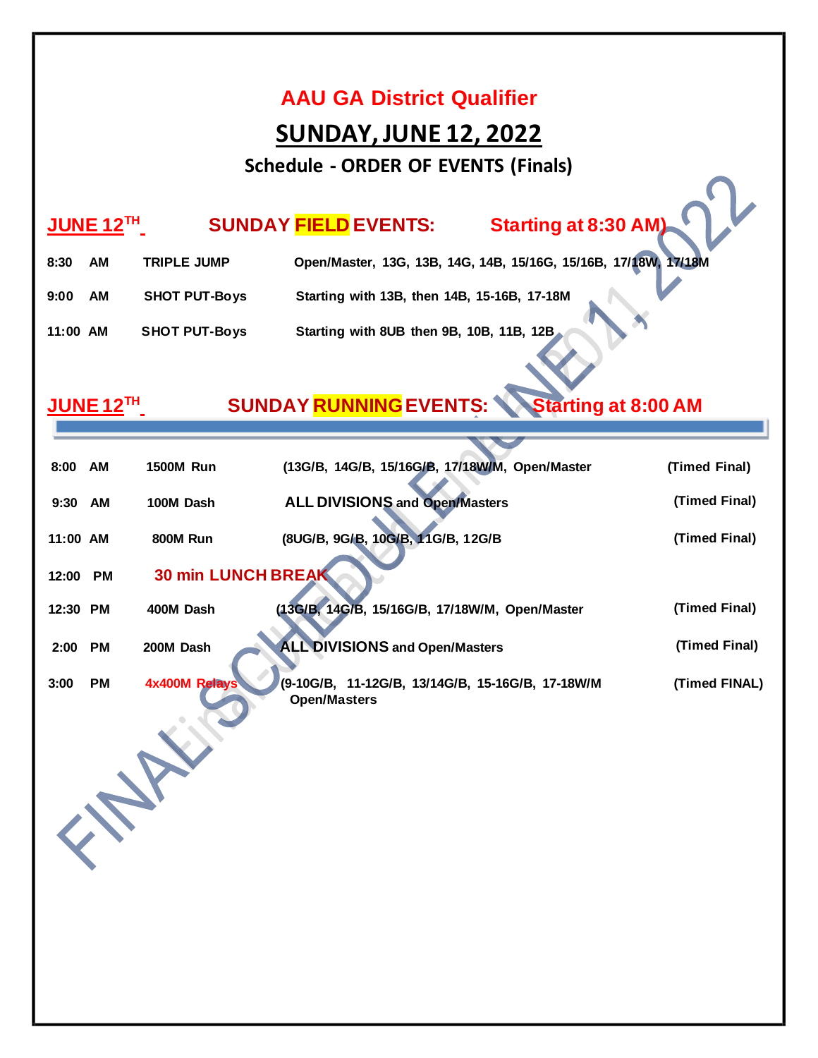# AAU GA District Qualifier

## SUNDAY, JUNE 12, 2022

### Schedule - ORDER OF EVENTS (Finals)

**JUNE 12TH** **SUNDAY FIELD EVENTS:** **Starting at 8:30 AM)**

| | | |
|---|---|---|
| 8:30 AM | TRIPLE JUMP | Open/Master, 13G, 13B, 14G, 14B, 15/16G, 15/16B, 17/18W, 17/18M |
| 9:00 AM | SHOT PUT-Boys | Starting with 13B, then 14B, 15-16B, 17-18M |
| 11:00 AM | SHOT PUT-Boys | Starting with 8UB then 9B, 10B, 11B, 12B |

**JUNE 12TH** **SUNDAY RUNNING EVENTS:** **Starting at 8:00 AM**

| | | | |
|---|---|---|---|
| 8:00 AM | 1500M Run | (13G/B, 14G/B, 15/16G/B, 17/18W/M, Open/Master | (Timed Final) |
| 9:30 AM | 100M Dash | ALL DIVISIONS and Open/Masters | (Timed Final) |
| 11:00 AM | 800M Run | (8UG/B, 9G/B, 10G/B, 11G/B, 12G/B | (Timed Final) |
| 12:00 PM | 30 min LUNCH BREAK | | |
| 12:30 PM | 400M Dash | (13G/B, 14G/B, 15/16G/B, 17/18W/M, Open/Master | (Timed Final) |
| 2:00 PM | 200M Dash | ALL DIVISIONS and Open/Masters | (Timed Final) |
| 3:00 PM | 4x400M Relays | (9-10G/B, 11-12G/B, 13/14G/B, 15-16G/B, 17-18W/M Open/Masters | (Timed FINAL) |

FINALinSCHEDULEinJUNE01, 2022